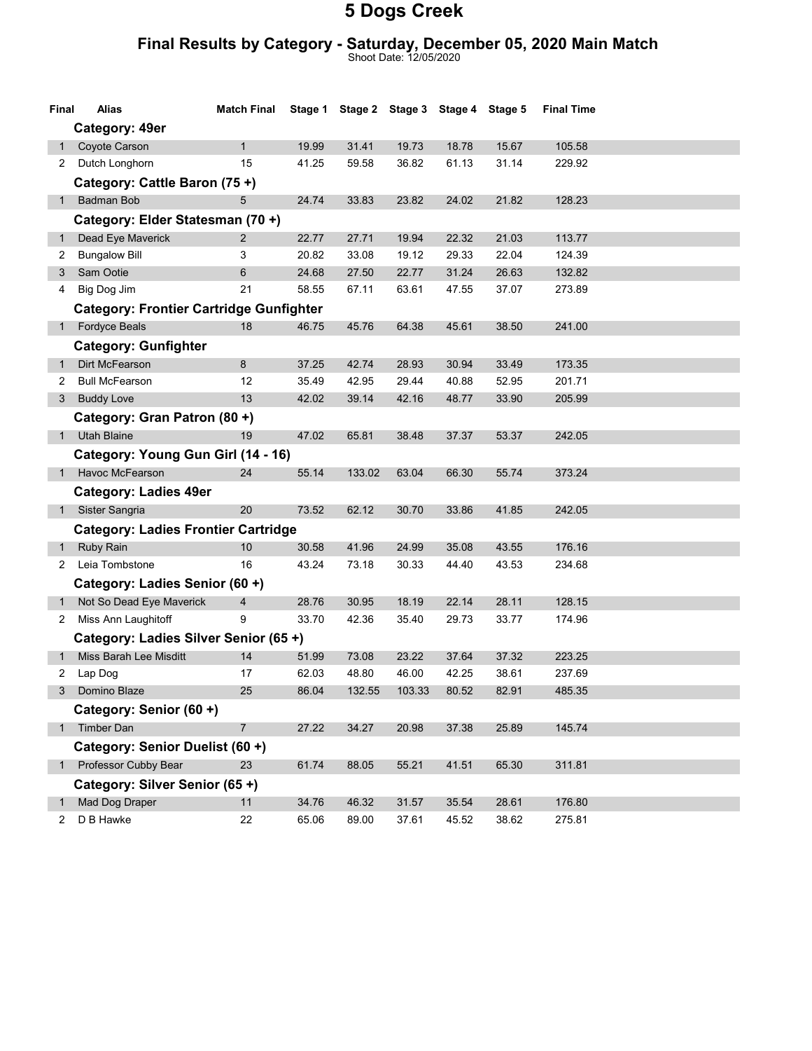# 5 Dogs Creek

## Final Results by Category - Saturday, December 05, 2020 Main Match

Shoot Date: 12/05/2020

| Final | Alias | Match Final | Stage 1 | Stage 2 | Stage 3 | Stage 4 | Stage 5 | Final Time |
|---|---|---|---|---|---|---|---|---|
| | **Category: 49er** | | | | | | | |
| 1 | Coyote Carson | 1 | 19.99 | 31.41 | 19.73 | 18.78 | 15.67 | 105.58 |
| 2 | Dutch Longhorn | 15 | 41.25 | 59.58 | 36.82 | 61.13 | 31.14 | 229.92 |
| | **Category: Cattle Baron (75 +)** | | | | | | | |
| 1 | Badman Bob | 5 | 24.74 | 33.83 | 23.82 | 24.02 | 21.82 | 128.23 |
| | **Category: Elder Statesman (70 +)** | | | | | | | |
| 1 | Dead Eye Maverick | 2 | 22.77 | 27.71 | 19.94 | 22.32 | 21.03 | 113.77 |
| 2 | Bungalow Bill | 3 | 20.82 | 33.08 | 19.12 | 29.33 | 22.04 | 124.39 |
| 3 | Sam Ootie | 6 | 24.68 | 27.50 | 22.77 | 31.24 | 26.63 | 132.82 |
| 4 | Big Dog Jim | 21 | 58.55 | 67.11 | 63.61 | 47.55 | 37.07 | 273.89 |
| | **Category: Frontier Cartridge Gunfighter** | | | | | | | |
| 1 | Fordyce Beals | 18 | 46.75 | 45.76 | 64.38 | 45.61 | 38.50 | 241.00 |
| | **Category: Gunfighter** | | | | | | | |
| 1 | Dirt McFearson | 8 | 37.25 | 42.74 | 28.93 | 30.94 | 33.49 | 173.35 |
| 2 | Bull McFearson | 12 | 35.49 | 42.95 | 29.44 | 40.88 | 52.95 | 201.71 |
| 3 | Buddy Love | 13 | 42.02 | 39.14 | 42.16 | 48.77 | 33.90 | 205.99 |
| | **Category: Gran Patron (80 +)** | | | | | | | |
| 1 | Utah Blaine | 19 | 47.02 | 65.81 | 38.48 | 37.37 | 53.37 | 242.05 |
| | **Category: Young Gun Girl (14 - 16)** | | | | | | | |
| 1 | Havoc McFearson | 24 | 55.14 | 133.02 | 63.04 | 66.30 | 55.74 | 373.24 |
| | **Category: Ladies 49er** | | | | | | | |
| 1 | Sister Sangria | 20 | 73.52 | 62.12 | 30.70 | 33.86 | 41.85 | 242.05 |
| | **Category: Ladies Frontier Cartridge** | | | | | | | |
| 1 | Ruby Rain | 10 | 30.58 | 41.96 | 24.99 | 35.08 | 43.55 | 176.16 |
| 2 | Leia Tombstone | 16 | 43.24 | 73.18 | 30.33 | 44.40 | 43.53 | 234.68 |
| | **Category: Ladies Senior (60 +)** | | | | | | | |
| 1 | Not So Dead Eye Maverick | 4 | 28.76 | 30.95 | 18.19 | 22.14 | 28.11 | 128.15 |
| 2 | Miss Ann Laughitoff | 9 | 33.70 | 42.36 | 35.40 | 29.73 | 33.77 | 174.96 |
| | **Category: Ladies Silver Senior (65 +)** | | | | | | | |
| 1 | Miss Barah Lee Misditt | 14 | 51.99 | 73.08 | 23.22 | 37.64 | 37.32 | 223.25 |
| 2 | Lap Dog | 17 | 62.03 | 48.80 | 46.00 | 42.25 | 38.61 | 237.69 |
| 3 | Domino Blaze | 25 | 86.04 | 132.55 | 103.33 | 80.52 | 82.91 | 485.35 |
| | **Category: Senior (60 +)** | | | | | | | |
| 1 | Timber Dan | 7 | 27.22 | 34.27 | 20.98 | 37.38 | 25.89 | 145.74 |
| | **Category: Senior Duelist (60 +)** | | | | | | | |
| 1 | Professor Cubby Bear | 23 | 61.74 | 88.05 | 55.21 | 41.51 | 65.30 | 311.81 |
| | **Category: Silver Senior (65 +)** | | | | | | | |
| 1 | Mad Dog Draper | 11 | 34.76 | 46.32 | 31.57 | 35.54 | 28.61 | 176.80 |
| 2 | D B Hawke | 22 | 65.06 | 89.00 | 37.61 | 45.52 | 38.62 | 275.81 |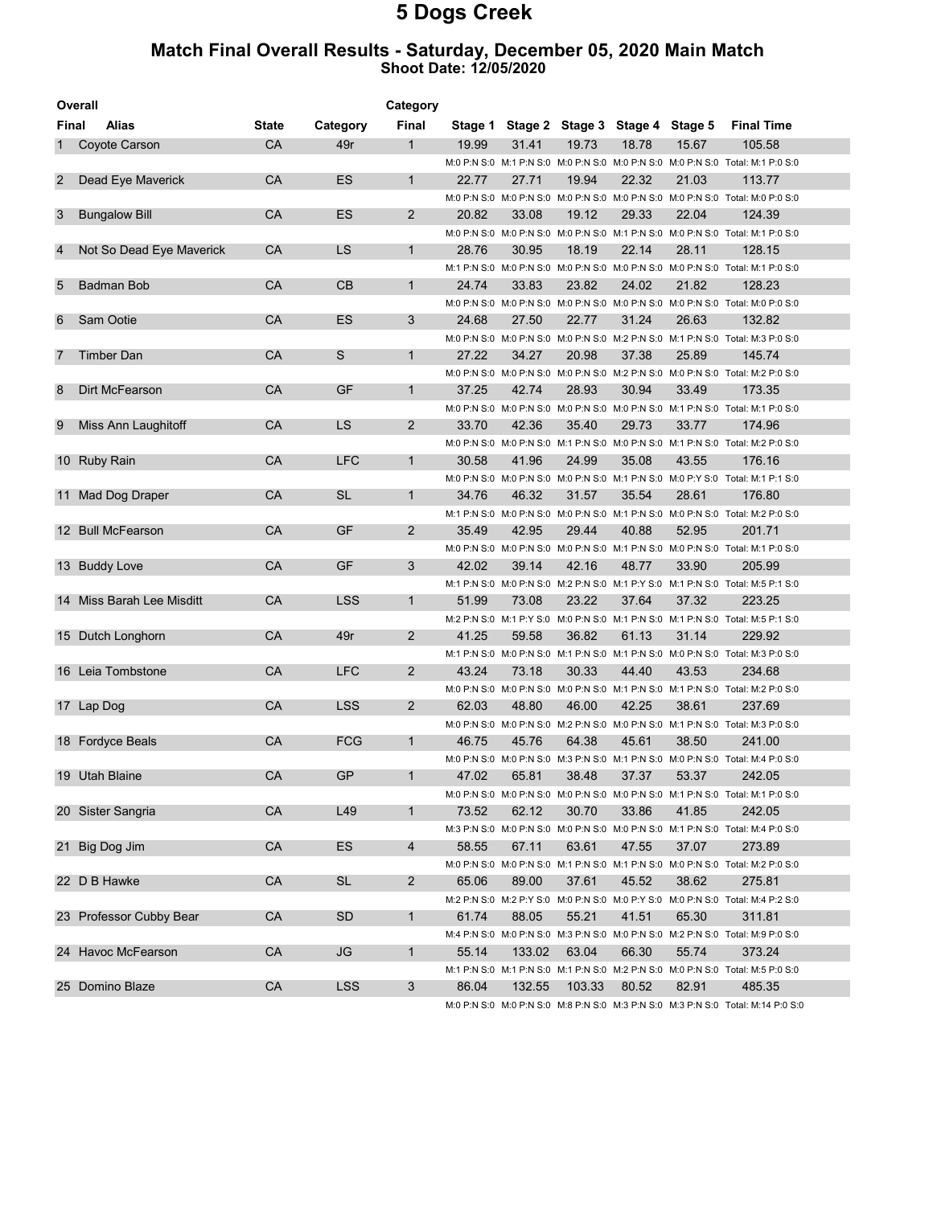# 5 Dogs Creek

## Match Final Overall Results - Saturday, December 05, 2020 Main Match

**Shoot Date: 12/05/2020**

| Overall Final | Alias | State | Category | Category Final | Stage 1 | Stage 2 | Stage 3 | Stage 4 | Stage 5 | Final Time |
|---|---|---|---|---|---|---|---|---|---|---|
| 1 | Coyote Carson | CA | 49r | 1 | 19.99 | 31.41 | 19.73 | 18.78 | 15.67 | 105.58 |
| | | | | | M:0 P:N S:0 | M:1 P:N S:0 | M:0 P:N S:0 | M:0 P:N S:0 | M:0 P:N S:0 | Total: M:1 P:0 S:0 |
| 2 | Dead Eye Maverick | CA | ES | 1 | 22.77 | 27.71 | 19.94 | 22.32 | 21.03 | 113.77 |
| | | | | | M:0 P:N S:0 | M:0 P:N S:0 | M:0 P:N S:0 | M:0 P:N S:0 | M:0 P:N S:0 | Total: M:0 P:0 S:0 |
| 3 | Bungalow Bill | CA | ES | 2 | 20.82 | 33.08 | 19.12 | 29.33 | 22.04 | 124.39 |
| | | | | | M:0 P:N S:0 | M:0 P:N S:0 | M:0 P:N S:0 | M:1 P:N S:0 | M:0 P:N S:0 | Total: M:1 P:0 S:0 |
| 4 | Not So Dead Eye Maverick | CA | LS | 1 | 28.76 | 30.95 | 18.19 | 22.14 | 28.11 | 128.15 |
| | | | | | M:1 P:N S:0 | M:0 P:N S:0 | M:0 P:N S:0 | M:0 P:N S:0 | M:0 P:N S:0 | Total: M:1 P:0 S:0 |
| 5 | Badman Bob | CA | CB | 1 | 24.74 | 33.83 | 23.82 | 24.02 | 21.82 | 128.23 |
| | | | | | M:0 P:N S:0 | M:0 P:N S:0 | M:0 P:N S:0 | M:0 P:N S:0 | M:0 P:N S:0 | Total: M:0 P:0 S:0 |
| 6 | Sam Ootie | CA | ES | 3 | 24.68 | 27.50 | 22.77 | 31.24 | 26.63 | 132.82 |
| | | | | | M:0 P:N S:0 | M:0 P:N S:0 | M:0 P:N S:0 | M:2 P:N S:0 | M:1 P:N S:0 | Total: M:3 P:0 S:0 |
| 7 | Timber Dan | CA | S | 1 | 27.22 | 34.27 | 20.98 | 37.38 | 25.89 | 145.74 |
| | | | | | M:0 P:N S:0 | M:0 P:N S:0 | M:0 P:N S:0 | M:2 P:N S:0 | M:0 P:N S:0 | Total: M:2 P:0 S:0 |
| 8 | Dirt McFearson | CA | GF | 1 | 37.25 | 42.74 | 28.93 | 30.94 | 33.49 | 173.35 |
| | | | | | M:0 P:N S:0 | M:0 P:N S:0 | M:0 P:N S:0 | M:0 P:N S:0 | M:1 P:N S:0 | Total: M:1 P:0 S:0 |
| 9 | Miss Ann Laughitoff | CA | LS | 2 | 33.70 | 42.36 | 35.40 | 29.73 | 33.77 | 174.96 |
| | | | | | M:0 P:N S:0 | M:0 P:N S:0 | M:1 P:N S:0 | M:0 P:N S:0 | M:1 P:N S:0 | Total: M:2 P:0 S:0 |
| 10 | Ruby Rain | CA | LFC | 1 | 30.58 | 41.96 | 24.99 | 35.08 | 43.55 | 176.16 |
| | | | | | M:0 P:N S:0 | M:0 P:N S:0 | M:0 P:N S:0 | M:1 P:N S:0 | M:0 P:Y S:0 | Total: M:1 P:1 S:0 |
| 11 | Mad Dog Draper | CA | SL | 1 | 34.76 | 46.32 | 31.57 | 35.54 | 28.61 | 176.80 |
| | | | | | M:1 P:N S:0 | M:0 P:N S:0 | M:0 P:N S:0 | M:1 P:N S:0 | M:0 P:N S:0 | Total: M:2 P:0 S:0 |
| 12 | Bull McFearson | CA | GF | 2 | 35.49 | 42.95 | 29.44 | 40.88 | 52.95 | 201.71 |
| | | | | | M:0 P:N S:0 | M:0 P:N S:0 | M:0 P:N S:0 | M:1 P:N S:0 | M:0 P:N S:0 | Total: M:1 P:0 S:0 |
| 13 | Buddy Love | CA | GF | 3 | 42.02 | 39.14 | 42.16 | 48.77 | 33.90 | 205.99 |
| | | | | | M:1 P:N S:0 | M:0 P:N S:0 | M:2 P:N S:0 | M:1 P:Y S:0 | M:1 P:N S:0 | Total: M:5 P:1 S:0 |
| 14 | Miss Barah Lee Misditt | CA | LSS | 1 | 51.99 | 73.08 | 23.22 | 37.64 | 37.32 | 223.25 |
| | | | | | M:2 P:N S:0 | M:1 P:Y S:0 | M:0 P:N S:0 | M:1 P:N S:0 | M:1 P:N S:0 | Total: M:5 P:1 S:0 |
| 15 | Dutch Longhorn | CA | 49r | 2 | 41.25 | 59.58 | 36.82 | 61.13 | 31.14 | 229.92 |
| | | | | | M:1 P:N S:0 | M:0 P:N S:0 | M:1 P:N S:0 | M:1 P:N S:0 | M:0 P:N S:0 | Total: M:3 P:0 S:0 |
| 16 | Leia Tombstone | CA | LFC | 2 | 43.24 | 73.18 | 30.33 | 44.40 | 43.53 | 234.68 |
| | | | | | M:0 P:N S:0 | M:0 P:N S:0 | M:0 P:N S:0 | M:1 P:N S:0 | M:1 P:N S:0 | Total: M:2 P:0 S:0 |
| 17 | Lap Dog | CA | LSS | 2 | 62.03 | 48.80 | 46.00 | 42.25 | 38.61 | 237.69 |
| | | | | | M:0 P:N S:0 | M:0 P:N S:0 | M:2 P:N S:0 | M:0 P:N S:0 | M:1 P:N S:0 | Total: M:3 P:0 S:0 |
| 18 | Fordyce Beals | CA | FCG | 1 | 46.75 | 45.76 | 64.38 | 45.61 | 38.50 | 241.00 |
| | | | | | M:0 P:N S:0 | M:0 P:N S:0 | M:3 P:N S:0 | M:1 P:N S:0 | M:0 P:N S:0 | Total: M:4 P:0 S:0 |
| 19 | Utah Blaine | CA | GP | 1 | 47.02 | 65.81 | 38.48 | 37.37 | 53.37 | 242.05 |
| | | | | | M:0 P:N S:0 | M:0 P:N S:0 | M:0 P:N S:0 | M:0 P:N S:0 | M:1 P:N S:0 | Total: M:1 P:0 S:0 |
| 20 | Sister Sangria | CA | L49 | 1 | 73.52 | 62.12 | 30.70 | 33.86 | 41.85 | 242.05 |
| | | | | | M:3 P:N S:0 | M:0 P:N S:0 | M:0 P:N S:0 | M:0 P:N S:0 | M:1 P:N S:0 | Total: M:4 P:0 S:0 |
| 21 | Big Dog Jim | CA | ES | 4 | 58.55 | 67.11 | 63.61 | 47.55 | 37.07 | 273.89 |
| | | | | | M:0 P:N S:0 | M:0 P:N S:0 | M:1 P:N S:0 | M:1 P:N S:0 | M:0 P:N S:0 | Total: M:2 P:0 S:0 |
| 22 | D B Hawke | CA | SL | 2 | 65.06 | 89.00 | 37.61 | 45.52 | 38.62 | 275.81 |
| | | | | | M:2 P:N S:0 | M:2 P:Y S:0 | M:0 P:N S:0 | M:0 P:Y S:0 | M:0 P:N S:0 | Total: M:4 P:2 S:0 |
| 23 | Professor Cubby Bear | CA | SD | 1 | 61.74 | 88.05 | 55.21 | 41.51 | 65.30 | 311.81 |
| | | | | | M:4 P:N S:0 | M:0 P:N S:0 | M:3 P:N S:0 | M:0 P:N S:0 | M:2 P:N S:0 | Total: M:9 P:0 S:0 |
| 24 | Havoc McFearson | CA | JG | 1 | 55.14 | 133.02 | 63.04 | 66.30 | 55.74 | 373.24 |
| | | | | | M:1 P:N S:0 | M:1 P:N S:0 | M:1 P:N S:0 | M:2 P:N S:0 | M:0 P:N S:0 | Total: M:5 P:0 S:0 |
| 25 | Domino Blaze | CA | LSS | 3 | 86.04 | 132.55 | 103.33 | 80.52 | 82.91 | 485.35 |
| | | | | | M:0 P:N S:0 | M:0 P:N S:0 | M:8 P:N S:0 | M:3 P:N S:0 | M:3 P:N S:0 | Total: M:14 P:0 S:0 |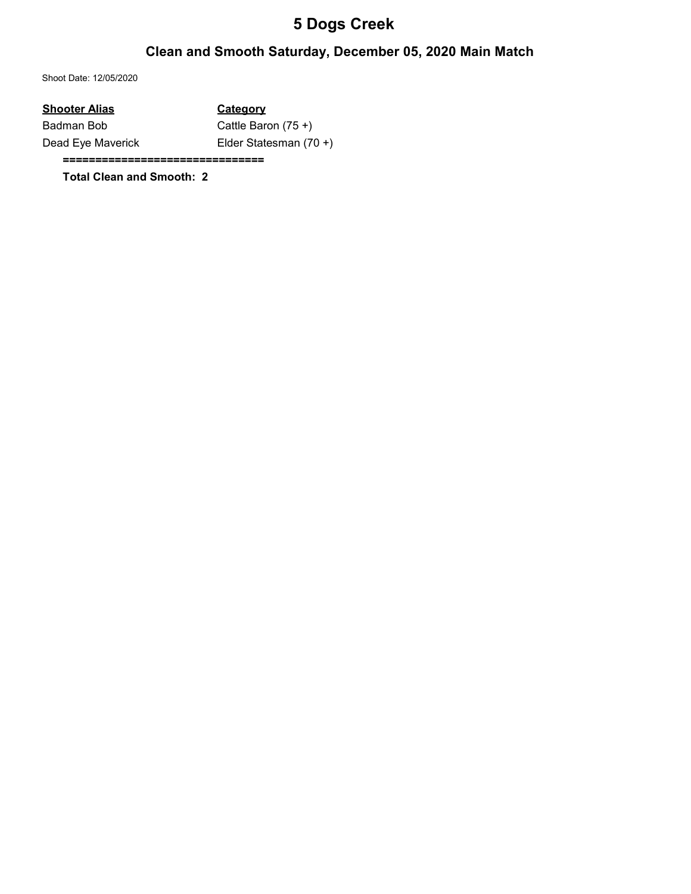# 5 Dogs Creek

## Clean and Smooth Saturday, December 05, 2020 Main Match

Shoot Date: 12/05/2020

| Shooter Alias | Category |
| --- | --- |
| Badman Bob | Cattle Baron (75 +) |
| Dead Eye Maverick | Elder Statesman (70 +) |

==============================

**Total Clean and Smooth: 2**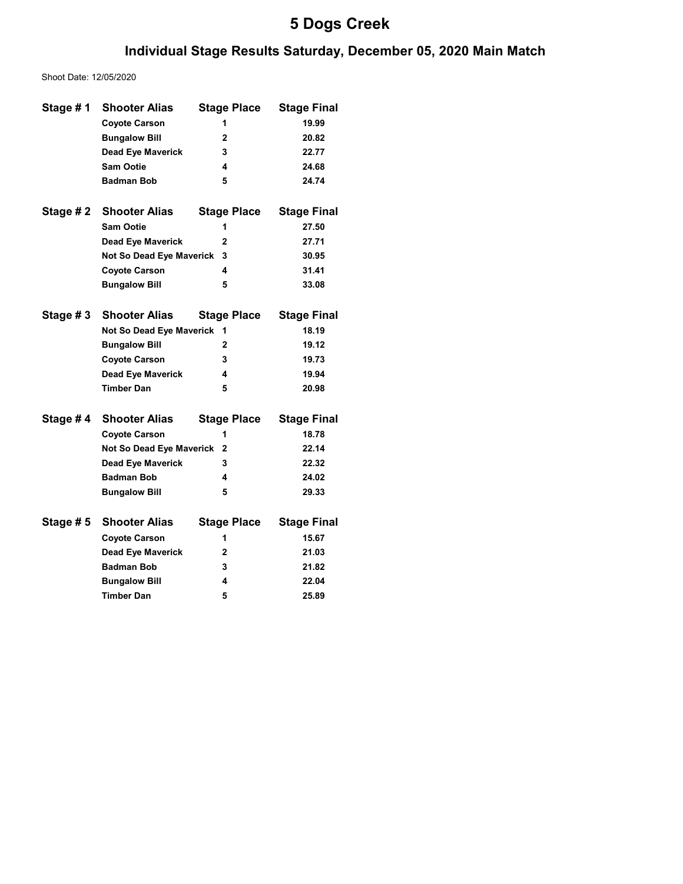# 5 Dogs Creek

## Individual Stage Results Saturday, December 05, 2020 Main Match

Shoot Date: 12/05/2020

| Stage # 1 | Shooter Alias | Stage Place | Stage Final |
|---|---|---|---|
| | **Coyote Carson** | **1** | **19.99** |
| | **Bungalow Bill** | **2** | **20.82** |
| | **Dead Eye Maverick** | **3** | **22.77** |
| | **Sam Ootie** | **4** | **24.68** |
| | **Badman Bob** | **5** | **24.74** |

| Stage # 2 | Shooter Alias | Stage Place | Stage Final |
|---|---|---|---|
| | **Sam Ootie** | **1** | **27.50** |
| | **Dead Eye Maverick** | **2** | **27.71** |
| | **Not So Dead Eye Maverick** | **3** | **30.95** |
| | **Coyote Carson** | **4** | **31.41** |
| | **Bungalow Bill** | **5** | **33.08** |

| Stage # 3 | Shooter Alias | Stage Place | Stage Final |
|---|---|---|---|
| | **Not So Dead Eye Maverick** | **1** | **18.19** |
| | **Bungalow Bill** | **2** | **19.12** |
| | **Coyote Carson** | **3** | **19.73** |
| | **Dead Eye Maverick** | **4** | **19.94** |
| | **Timber Dan** | **5** | **20.98** |

| Stage # 4 | Shooter Alias | Stage Place | Stage Final |
|---|---|---|---|
| | **Coyote Carson** | **1** | **18.78** |
| | **Not So Dead Eye Maverick** | **2** | **22.14** |
| | **Dead Eye Maverick** | **3** | **22.32** |
| | **Badman Bob** | **4** | **24.02** |
| | **Bungalow Bill** | **5** | **29.33** |

| Stage # 5 | Shooter Alias | Stage Place | Stage Final |
|---|---|---|---|
| | **Coyote Carson** | **1** | **15.67** |
| | **Dead Eye Maverick** | **2** | **21.03** |
| | **Badman Bob** | **3** | **21.82** |
| | **Bungalow Bill** | **4** | **22.04** |
| | **Timber Dan** | **5** | **25.89** |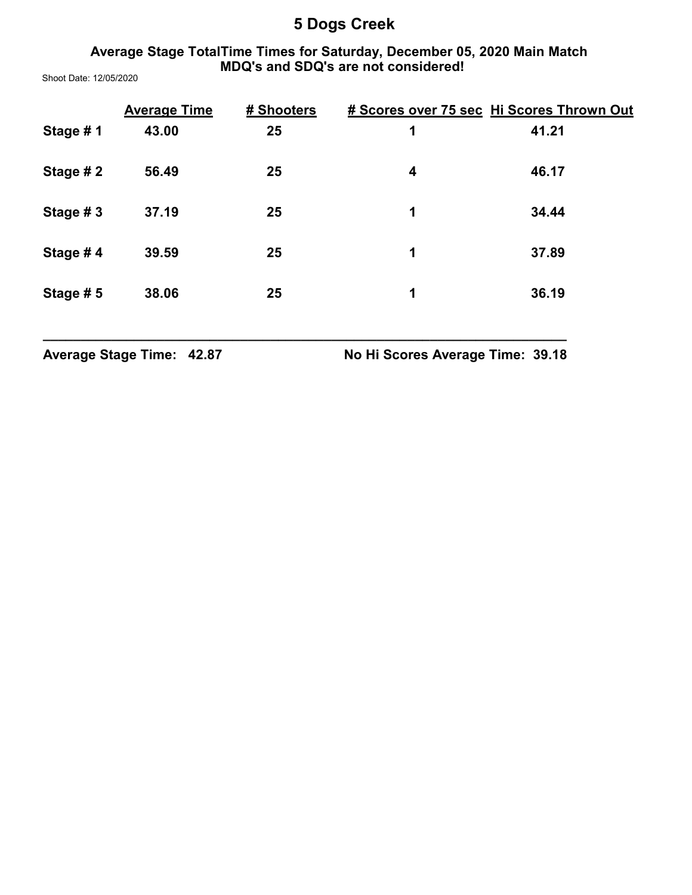# 5 Dogs Creek

### Average Stage TotalTime Times for Saturday, December 05, 2020 Main Match
### MDQ's and SDQ's are not considered!

Shoot Date: 12/05/2020

| | Average Time | # Shooters | # Scores over 75 sec | Hi Scores Thrown Out |
|---|---|---|---|---|
| Stage # 1 | 43.00 | 25 | 1 | 41.21 |
| Stage # 2 | 56.49 | 25 | 4 | 46.17 |
| Stage # 3 | 37.19 | 25 | 1 | 34.44 |
| Stage # 4 | 39.59 | 25 | 1 | 37.89 |
| Stage # 5 | 38.06 | 25 | 1 | 36.19 |

**Average Stage Time: 42.87** **No Hi Scores Average Time: 39.18**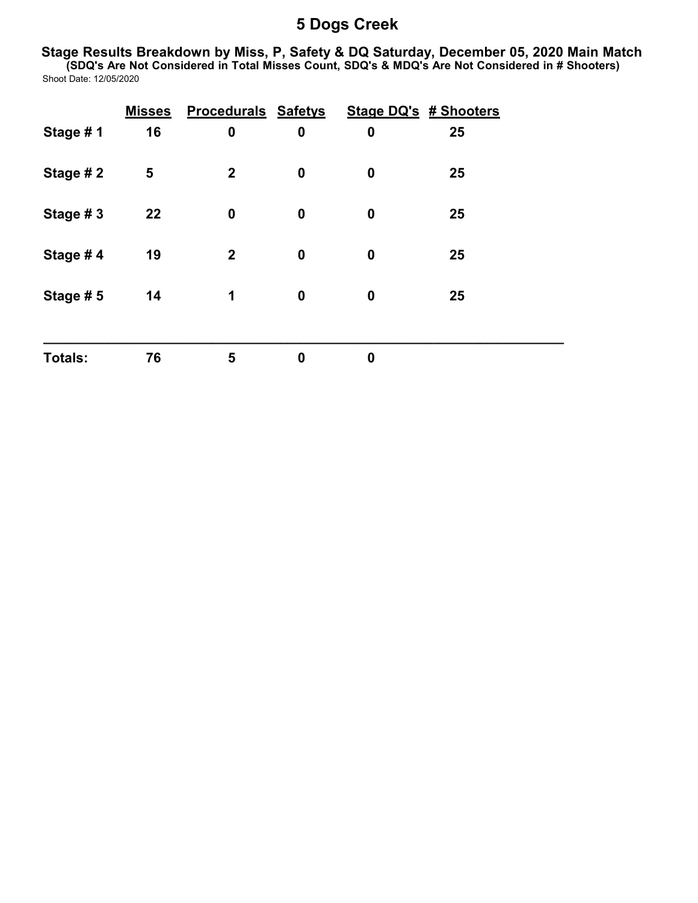# 5 Dogs Creek

**Stage Results Breakdown by Miss, P, Safety & DQ Saturday, December 05, 2020 Main Match**
**(SDQ's Are Not Considered in Total Misses Count, SDQ's & MDQ's Are Not Considered in # Shooters)**
Shoot Date: 12/05/2020

| | Misses | Procedurals | Safetys | Stage DQ's | # Shooters |
|---|---|---|---|---|---|
| **Stage # 1** | 16 | 0 | 0 | 0 | 25 |
| **Stage # 2** | 5 | 2 | 0 | 0 | 25 |
| **Stage # 3** | 22 | 0 | 0 | 0 | 25 |
| **Stage # 4** | 19 | 2 | 0 | 0 | 25 |
| **Stage # 5** | 14 | 1 | 0 | 0 | 25 |
| **Totals:** | 76 | 5 | 0 | 0 | |